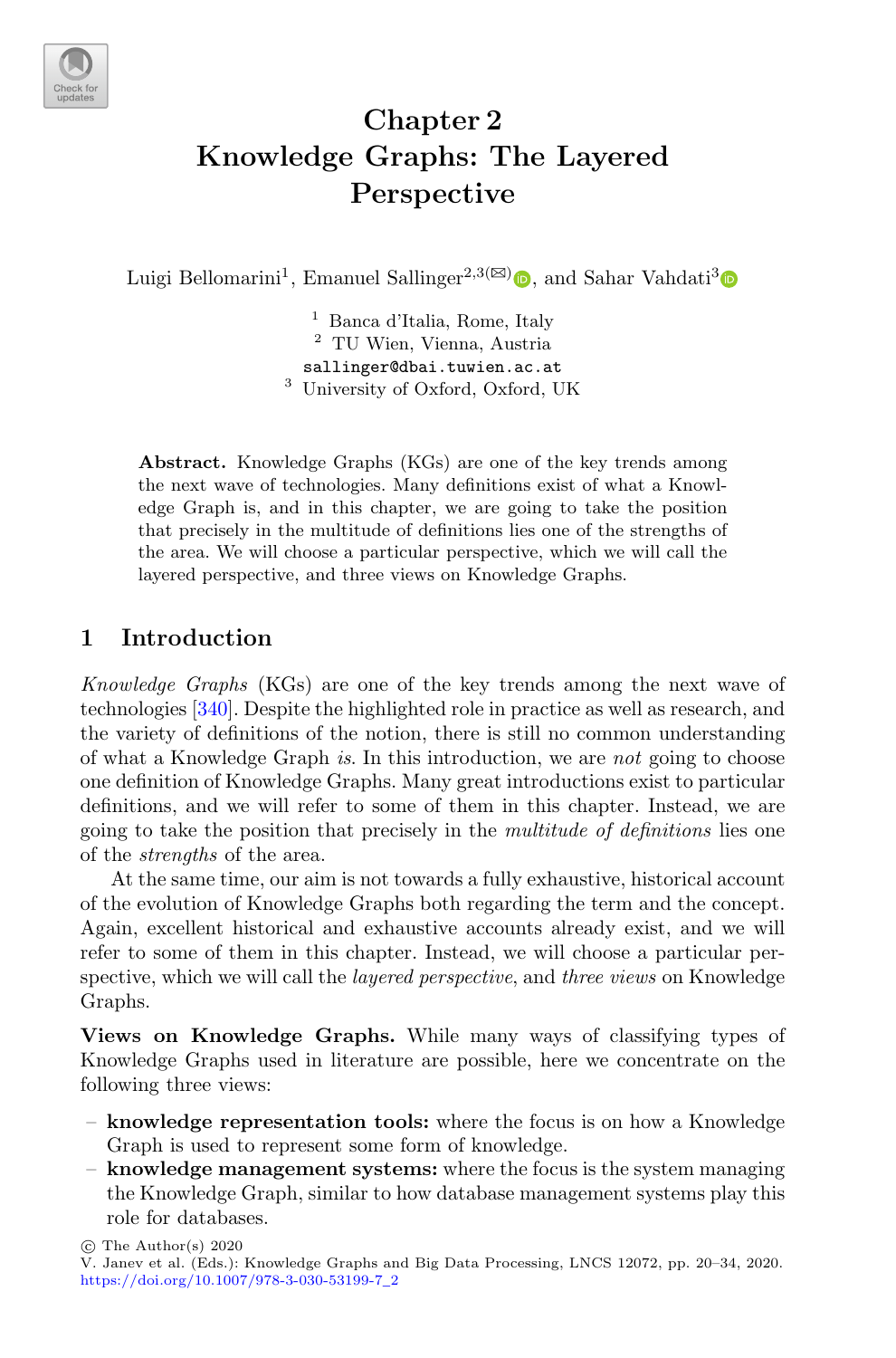# Chapter 2
# Knowledge Graphs: The Layered Perspective

Luigi Bellomarini[1], Emanuel Sallinger[2,3](✉), and Sahar Vahdati[3]

[1] Banca d'Italia, Rome, Italy
[2] TU Wien, Vienna, Austria
sallinger@dbai.tuwien.ac.at
[3] University of Oxford, Oxford, UK

**Abstract.** Knowledge Graphs (KGs) are one of the key trends among the next wave of technologies. Many definitions exist of what a Knowledge Graph is, and in this chapter, we are going to take the position that precisely in the multitude of definitions lies one of the strengths of the area. We will choose a particular perspective, which we will call the layered perspective, and three views on Knowledge Graphs.

## 1 Introduction

*Knowledge Graphs* (KGs) are one of the key trends among the next wave of technologies [340]. Despite the highlighted role in practice as well as research, and the variety of definitions of the notion, there is still no common understanding of what a Knowledge Graph *is*. In this introduction, we are *not* going to choose one definition of Knowledge Graphs. Many great introductions exist to particular definitions, and we will refer to some of them in this chapter. Instead, we are going to take the position that precisely in the *multitude of definitions* lies one of the *strengths* of the area.

At the same time, our aim is not towards a fully exhaustive, historical account of the evolution of Knowledge Graphs both regarding the term and the concept. Again, excellent historical and exhaustive accounts already exist, and we will refer to some of them in this chapter. Instead, we will choose a particular perspective, which we will call the *layered perspective*, and *three views* on Knowledge Graphs.

**Views on Knowledge Graphs.** While many ways of classifying types of Knowledge Graphs used in literature are possible, here we concentrate on the following three views:

- **knowledge representation tools:** where the focus is on how a Knowledge Graph is used to represent some form of knowledge.
- **knowledge management systems:** where the focus is the system managing the Knowledge Graph, similar to how database management systems play this role for databases.

© The Author(s) 2020
V. Janev et al. (Eds.): Knowledge Graphs and Big Data Processing, LNCS 12072, pp. 20–34, 2020.
https://doi.org/10.1007/978-3-030-53199-7_2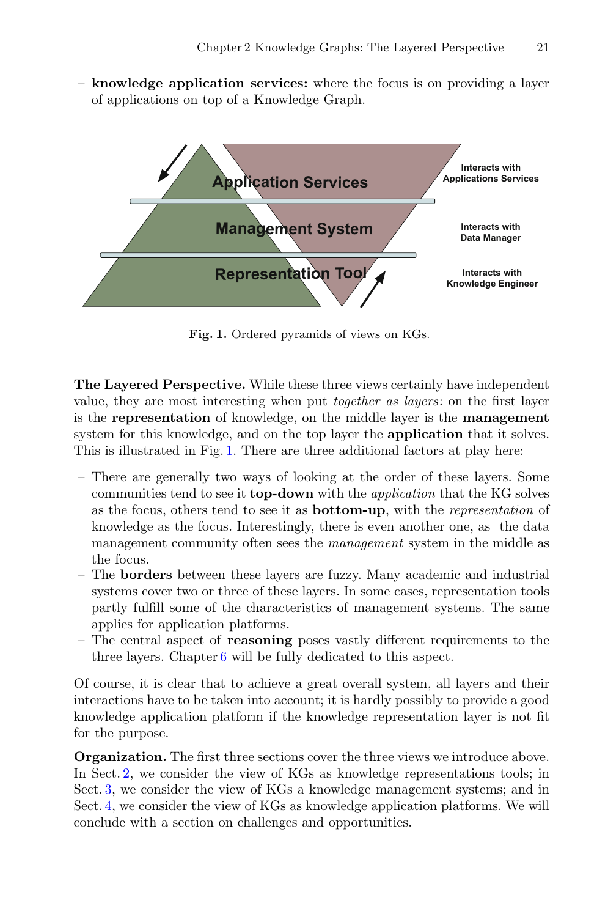– **knowledge application services:** where the focus is on providing a layer of applications on top of a Knowledge Graph.

Application Services

Management System

Representation Tool

Interacts with Applications Services

Interacts with Data Manager

Interacts with Knowledge Engineer

**Fig. 1.** Ordered pyramids of views on KGs.

**The Layered Perspective.** While these three views certainly have independent value, they are most interesting when put *together as layers*: on the first layer is the **representation** of knowledge, on the middle layer is the **management** system for this knowledge, and on the top layer the **application** that it solves. This is illustrated in Fig. 1. There are three additional factors at play here:

– There are generally two ways of looking at the order of these layers. Some communities tend to see it **top-down** with the *application* that the KG solves as the focus, others tend to see it as **bottom-up**, with the *representation* of knowledge as the focus. Interestingly, there is even another one, as the data management community often sees the *management* system in the middle as the focus.
– The **borders** between these layers are fuzzy. Many academic and industrial systems cover two or three of these layers. In some cases, representation tools partly fulfill some of the characteristics of management systems. The same applies for application platforms.
– The central aspect of **reasoning** poses vastly different requirements to the three layers. Chapter 6 will be fully dedicated to this aspect.

Of course, it is clear that to achieve a great overall system, all layers and their interactions have to be taken into account; it is hardly possibly to provide a good knowledge application platform if the knowledge representation layer is not fit for the purpose.

**Organization.** The first three sections cover the three views we introduce above. In Sect. 2, we consider the view of KGs as knowledge representations tools; in Sect. 3, we consider the view of KGs a knowledge management systems; and in Sect. 4, we consider the view of KGs as knowledge application platforms. We will conclude with a section on challenges and opportunities.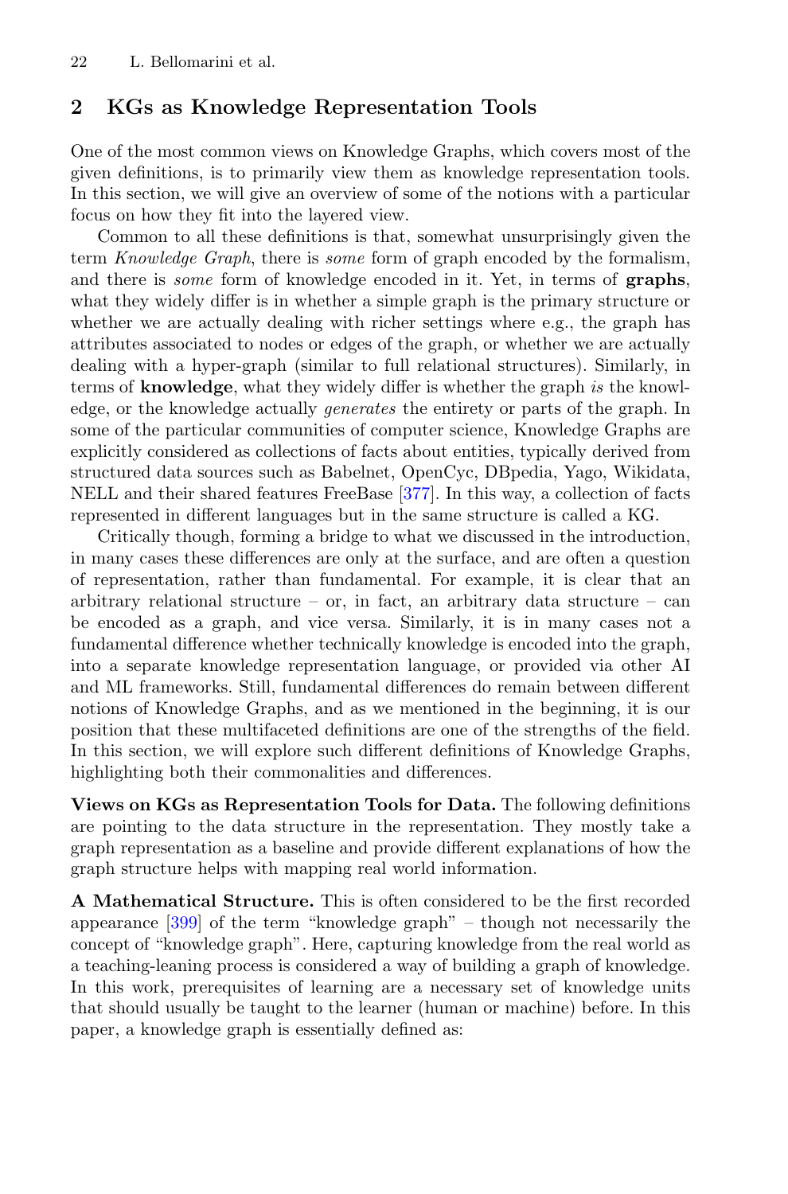## 2 KGs as Knowledge Representation Tools

One of the most common views on Knowledge Graphs, which covers most of the given definitions, is to primarily view them as knowledge representation tools. In this section, we will give an overview of some of the notions with a particular focus on how they fit into the layered view.

Common to all these definitions is that, somewhat unsurprisingly given the term *Knowledge Graph*, there is *some* form of graph encoded by the formalism, and there is *some* form of knowledge encoded in it. Yet, in terms of **graphs**, what they widely differ is in whether a simple graph is the primary structure or whether we are actually dealing with richer settings where e.g., the graph has attributes associated to nodes or edges of the graph, or whether we are actually dealing with a hyper-graph (similar to full relational structures). Similarly, in terms of **knowledge**, what they widely differ is whether the graph *is* the knowledge, or the knowledge actually *generates* the entirety or parts of the graph. In some of the particular communities of computer science, Knowledge Graphs are explicitly considered as collections of facts about entities, typically derived from structured data sources such as Babelnet, OpenCyc, DBpedia, Yago, Wikidata, NELL and their shared features FreeBase [377]. In this way, a collection of facts represented in different languages but in the same structure is called a KG.

Critically though, forming a bridge to what we discussed in the introduction, in many cases these differences are only at the surface, and are often a question of representation, rather than fundamental. For example, it is clear that an arbitrary relational structure – or, in fact, an arbitrary data structure – can be encoded as a graph, and vice versa. Similarly, it is in many cases not a fundamental difference whether technically knowledge is encoded into the graph, into a separate knowledge representation language, or provided via other AI and ML frameworks. Still, fundamental differences do remain between different notions of Knowledge Graphs, and as we mentioned in the beginning, it is our position that these multifaceted definitions are one of the strengths of the field. In this section, we will explore such different definitions of Knowledge Graphs, highlighting both their commonalities and differences.

**Views on KGs as Representation Tools for Data.** The following definitions are pointing to the data structure in the representation. They mostly take a graph representation as a baseline and provide different explanations of how the graph structure helps with mapping real world information.

**A Mathematical Structure.** This is often considered to be the first recorded appearance [399] of the term "knowledge graph" – though not necessarily the concept of "knowledge graph". Here, capturing knowledge from the real world as a teaching-leaning process is considered a way of building a graph of knowledge. In this work, prerequisites of learning are a necessary set of knowledge units that should usually be taught to the learner (human or machine) before. In this paper, a knowledge graph is essentially defined as: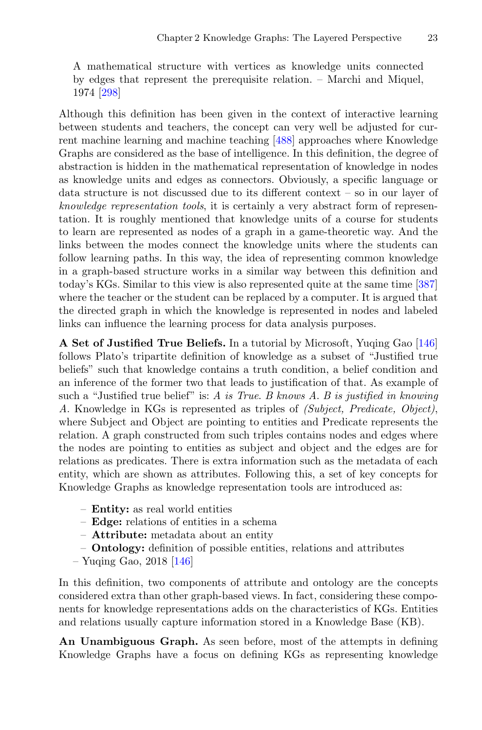> A mathematical structure with vertices as knowledge units connected by edges that represent the prerequisite relation. – Marchi and Miquel, 1974 [298]

Although this definition has been given in the context of interactive learning between students and teachers, the concept can very well be adjusted for current machine learning and machine teaching [488] approaches where Knowledge Graphs are considered as the base of intelligence. In this definition, the degree of abstraction is hidden in the mathematical representation of knowledge in nodes as knowledge units and edges as connectors. Obviously, a specific language or data structure is not discussed due to its different context – so in our layer of *knowledge representation tools*, it is certainly a very abstract form of representation. It is roughly mentioned that knowledge units of a course for students to learn are represented as nodes of a graph in a game-theoretic way. And the links between the modes connect the knowledge units where the students can follow learning paths. In this way, the idea of representing common knowledge in a graph-based structure works in a similar way between this definition and today's KGs. Similar to this view is also represented quite at the same time [387] where the teacher or the student can be replaced by a computer. It is argued that the directed graph in which the knowledge is represented in nodes and labeled links can influence the learning process for data analysis purposes.

**A Set of Justified True Beliefs.** In a tutorial by Microsoft, Yuqing Gao [146] follows Plato's tripartite definition of knowledge as a subset of "Justified true beliefs" such that knowledge contains a truth condition, a belief condition and an inference of the former two that leads to justification of that. As example of such a "Justified true belief" is: *A is True. B knows A. B is justified in knowing A*. Knowledge in KGs is represented as triples of *(Subject, Predicate, Object)*, where Subject and Object are pointing to entities and Predicate represents the relation. A graph constructed from such triples contains nodes and edges where the nodes are pointing to entities as subject and object and the edges are for relations as predicates. There is extra information such as the metadata of each entity, which are shown as attributes. Following this, a set of key concepts for Knowledge Graphs as knowledge representation tools are introduced as:

> - **Entity:** as real world entities
> - **Edge:** relations of entities in a schema
> - **Attribute:** metadata about an entity
> - **Ontology:** definition of possible entities, relations and attributes
>
> – Yuqing Gao, 2018 [146]

In this definition, two components of attribute and ontology are the concepts considered extra than other graph-based views. In fact, considering these components for knowledge representations adds on the characteristics of KGs. Entities and relations usually capture information stored in a Knowledge Base (KB).

**An Unambiguous Graph.** As seen before, most of the attempts in defining Knowledge Graphs have a focus on defining KGs as representing knowledge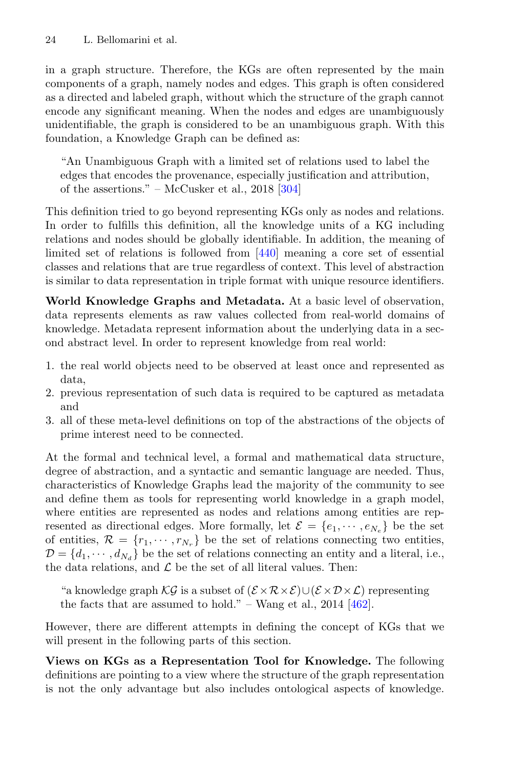in a graph structure. Therefore, the KGs are often represented by the main components of a graph, namely nodes and edges. This graph is often considered as a directed and labeled graph, without which the structure of the graph cannot encode any significant meaning. When the nodes and edges are unambiguously unidentifiable, the graph is considered to be an unambiguous graph. With this foundation, a Knowledge Graph can be defined as:

> "An Unambiguous Graph with a limited set of relations used to label the edges that encodes the provenance, especially justification and attribution, of the assertions." – McCusker et al., 2018 [304]

This definition tried to go beyond representing KGs only as nodes and relations. In order to fulfills this definition, all the knowledge units of a KG including relations and nodes should be globally identifiable. In addition, the meaning of limited set of relations is followed from [440] meaning a core set of essential classes and relations that are true regardless of context. This level of abstraction is similar to data representation in triple format with unique resource identifiers.

**World Knowledge Graphs and Metadata.** At a basic level of observation, data represents elements as raw values collected from real-world domains of knowledge. Metadata represent information about the underlying data in a second abstract level. In order to represent knowledge from real world:

1. the real world objects need to be observed at least once and represented as data,
2. previous representation of such data is required to be captured as metadata and
3. all of these meta-level definitions on top of the abstractions of the objects of prime interest need to be connected.

At the formal and technical level, a formal and mathematical data structure, degree of abstraction, and a syntactic and semantic language are needed. Thus, characteristics of Knowledge Graphs lead the majority of the community to see and define them as tools for representing world knowledge in a graph model, where entities are represented as nodes and relations among entities are represented as directional edges. More formally, let $\mathcal{E} = \{e_1, \cdots, e_{N_e}\}$ be the set of entities, $\mathcal{R} = \{r_1, \cdots, r_{N_r}\}$ be the set of relations connecting two entities, $\mathcal{D} = \{d_1, \cdots, d_{N_d}\}$ be the set of relations connecting an entity and a literal, i.e., the data relations, and $\mathcal{L}$ be the set of all literal values. Then:

> "a knowledge graph $\mathcal{KG}$ is a subset of $(\mathcal{E} \times \mathcal{R} \times \mathcal{E}) \cup (\mathcal{E} \times \mathcal{D} \times \mathcal{L})$ representing the facts that are assumed to hold." – Wang et al., 2014 [462].

However, there are different attempts in defining the concept of KGs that we will present in the following parts of this section.

**Views on KGs as a Representation Tool for Knowledge.** The following definitions are pointing to a view where the structure of the graph representation is not the only advantage but also includes ontological aspects of knowledge.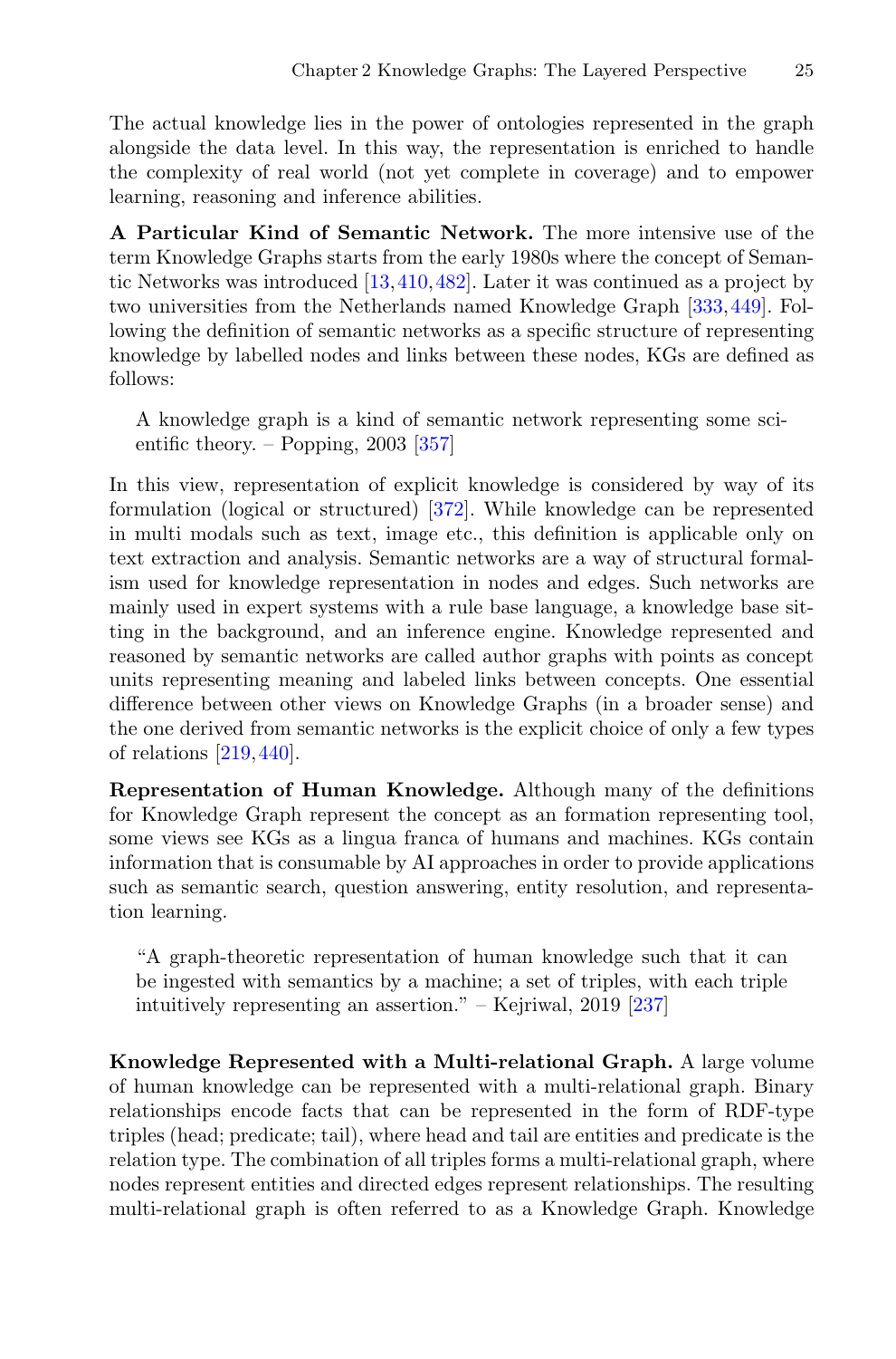The actual knowledge lies in the power of ontologies represented in the graph alongside the data level. In this way, the representation is enriched to handle the complexity of real world (not yet complete in coverage) and to empower learning, reasoning and inference abilities.

**A Particular Kind of Semantic Network.** The more intensive use of the term Knowledge Graphs starts from the early 1980s where the concept of Semantic Networks was introduced [13,410,482]. Later it was continued as a project by two universities from the Netherlands named Knowledge Graph [333,449]. Following the definition of semantic networks as a specific structure of representing knowledge by labelled nodes and links between these nodes, KGs are defined as follows:

> A knowledge graph is a kind of semantic network representing some scientific theory. – Popping, 2003 [357]

In this view, representation of explicit knowledge is considered by way of its formulation (logical or structured) [372]. While knowledge can be represented in multi modals such as text, image etc., this definition is applicable only on text extraction and analysis. Semantic networks are a way of structural formalism used for knowledge representation in nodes and edges. Such networks are mainly used in expert systems with a rule base language, a knowledge base sitting in the background, and an inference engine. Knowledge represented and reasoned by semantic networks are called author graphs with points as concept units representing meaning and labeled links between concepts. One essential difference between other views on Knowledge Graphs (in a broader sense) and the one derived from semantic networks is the explicit choice of only a few types of relations [219,440].

**Representation of Human Knowledge.** Although many of the definitions for Knowledge Graph represent the concept as an formation representing tool, some views see KGs as a lingua franca of humans and machines. KGs contain information that is consumable by AI approaches in order to provide applications such as semantic search, question answering, entity resolution, and representation learning.

> "A graph-theoretic representation of human knowledge such that it can be ingested with semantics by a machine; a set of triples, with each triple intuitively representing an assertion." – Kejriwal, 2019 [237]

**Knowledge Represented with a Multi-relational Graph.** A large volume of human knowledge can be represented with a multi-relational graph. Binary relationships encode facts that can be represented in the form of RDF-type triples (head; predicate; tail), where head and tail are entities and predicate is the relation type. The combination of all triples forms a multi-relational graph, where nodes represent entities and directed edges represent relationships. The resulting multi-relational graph is often referred to as a Knowledge Graph. Knowledge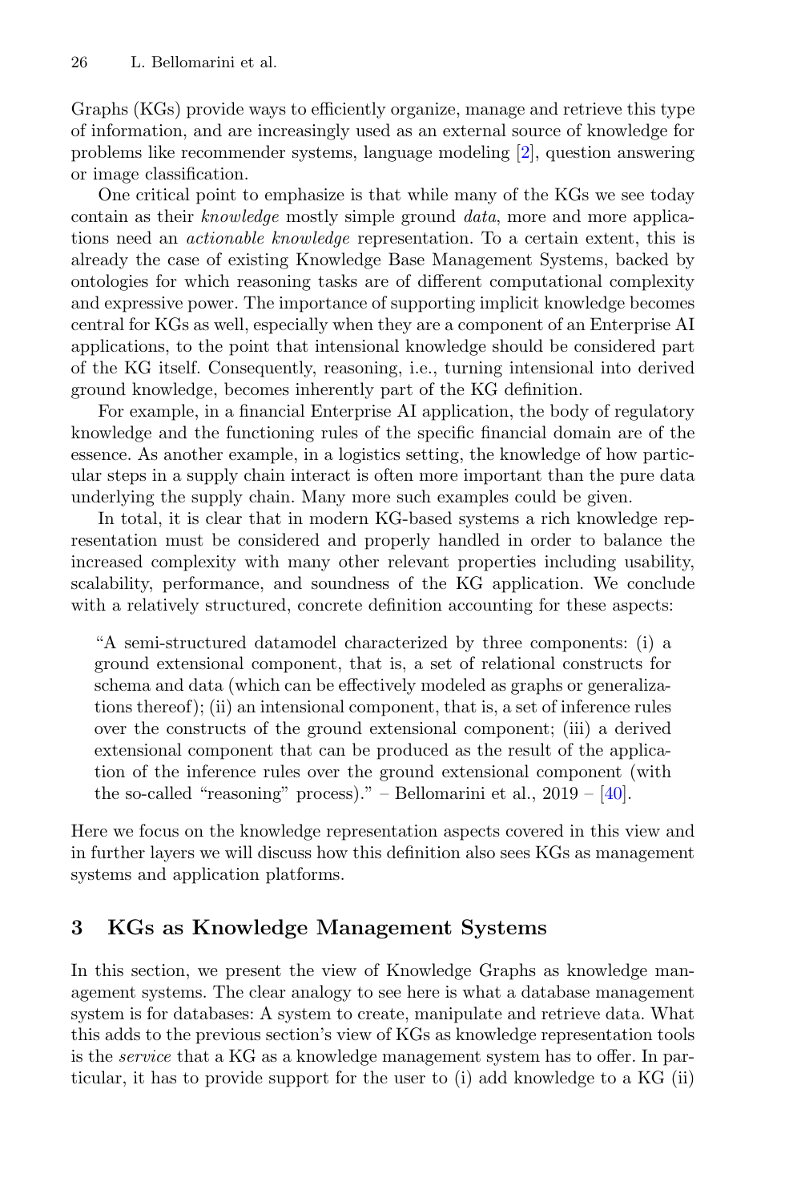Graphs (KGs) provide ways to efficiently organize, manage and retrieve this type of information, and are increasingly used as an external source of knowledge for problems like recommender systems, language modeling [2], question answering or image classification.

One critical point to emphasize is that while many of the KGs we see today contain as their *knowledge* mostly simple ground *data*, more and more applications need an *actionable knowledge* representation. To a certain extent, this is already the case of existing Knowledge Base Management Systems, backed by ontologies for which reasoning tasks are of different computational complexity and expressive power. The importance of supporting implicit knowledge becomes central for KGs as well, especially when they are a component of an Enterprise AI applications, to the point that intensional knowledge should be considered part of the KG itself. Consequently, reasoning, i.e., turning intensional into derived ground knowledge, becomes inherently part of the KG definition.

For example, in a financial Enterprise AI application, the body of regulatory knowledge and the functioning rules of the specific financial domain are of the essence. As another example, in a logistics setting, the knowledge of how particular steps in a supply chain interact is often more important than the pure data underlying the supply chain. Many more such examples could be given.

In total, it is clear that in modern KG-based systems a rich knowledge representation must be considered and properly handled in order to balance the increased complexity with many other relevant properties including usability, scalability, performance, and soundness of the KG application. We conclude with a relatively structured, concrete definition accounting for these aspects:

> "A semi-structured datamodel characterized by three components: (i) a ground extensional component, that is, a set of relational constructs for schema and data (which can be effectively modeled as graphs or generalizations thereof); (ii) an intensional component, that is, a set of inference rules over the constructs of the ground extensional component; (iii) a derived extensional component that can be produced as the result of the application of the inference rules over the ground extensional component (with the so-called "reasoning" process)." – Bellomarini et al., 2019 – [40].

Here we focus on the knowledge representation aspects covered in this view and in further layers we will discuss how this definition also sees KGs as management systems and application platforms.

## 3 KGs as Knowledge Management Systems

In this section, we present the view of Knowledge Graphs as knowledge management systems. The clear analogy to see here is what a database management system is for databases: A system to create, manipulate and retrieve data. What this adds to the previous section's view of KGs as knowledge representation tools is the *service* that a KG as a knowledge management system has to offer. In particular, it has to provide support for the user to (i) add knowledge to a KG (ii)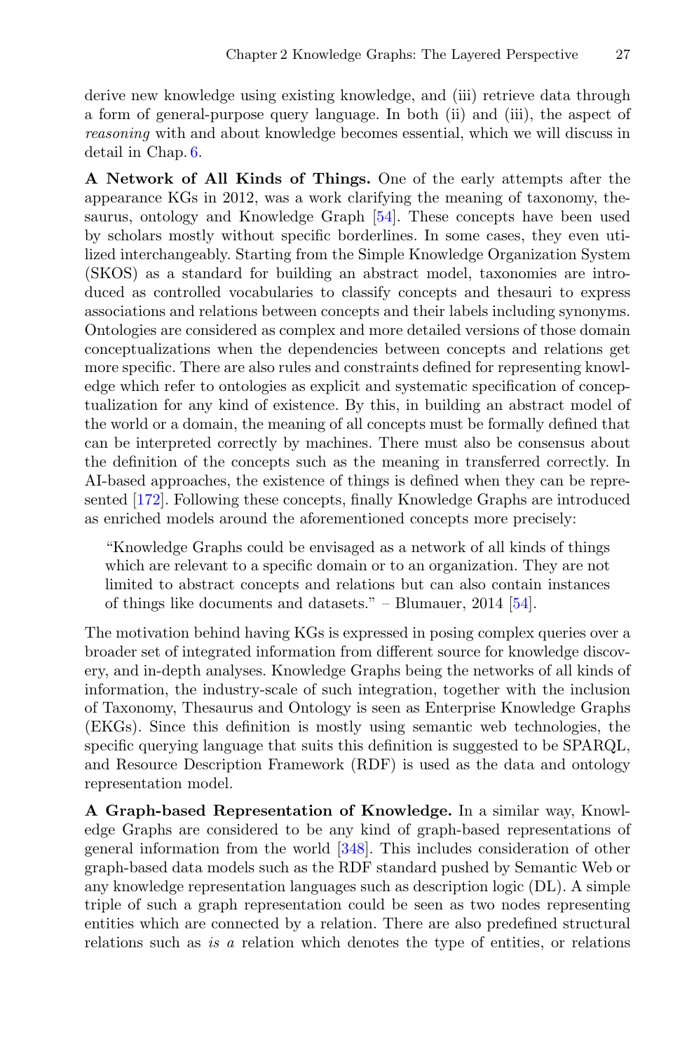derive new knowledge using existing knowledge, and (iii) retrieve data through a form of general-purpose query language. In both (ii) and (iii), the aspect of *reasoning* with and about knowledge becomes essential, which we will discuss in detail in Chap. 6.

**A Network of All Kinds of Things.** One of the early attempts after the appearance KGs in 2012, was a work clarifying the meaning of taxonomy, thesaurus, ontology and Knowledge Graph [54]. These concepts have been used by scholars mostly without specific borderlines. In some cases, they even utilized interchangeably. Starting from the Simple Knowledge Organization System (SKOS) as a standard for building an abstract model, taxonomies are introduced as controlled vocabularies to classify concepts and thesauri to express associations and relations between concepts and their labels including synonyms. Ontologies are considered as complex and more detailed versions of those domain conceptualizations when the dependencies between concepts and relations get more specific. There are also rules and constraints defined for representing knowledge which refer to ontologies as explicit and systematic specification of conceptualization for any kind of existence. By this, in building an abstract model of the world or a domain, the meaning of all concepts must be formally defined that can be interpreted correctly by machines. There must also be consensus about the definition of the concepts such as the meaning in transferred correctly. In AI-based approaches, the existence of things is defined when they can be represented [172]. Following these concepts, finally Knowledge Graphs are introduced as enriched models around the aforementioned concepts more precisely:

> "Knowledge Graphs could be envisaged as a network of all kinds of things which are relevant to a specific domain or to an organization. They are not limited to abstract concepts and relations but can also contain instances of things like documents and datasets." – Blumauer, 2014 [54].

The motivation behind having KGs is expressed in posing complex queries over a broader set of integrated information from different source for knowledge discovery, and in-depth analyses. Knowledge Graphs being the networks of all kinds of information, the industry-scale of such integration, together with the inclusion of Taxonomy, Thesaurus and Ontology is seen as Enterprise Knowledge Graphs (EKGs). Since this definition is mostly using semantic web technologies, the specific querying language that suits this definition is suggested to be SPARQL, and Resource Description Framework (RDF) is used as the data and ontology representation model.

**A Graph-based Representation of Knowledge.** In a similar way, Knowledge Graphs are considered to be any kind of graph-based representations of general information from the world [348]. This includes consideration of other graph-based data models such as the RDF standard pushed by Semantic Web or any knowledge representation languages such as description logic (DL). A simple triple of such a graph representation could be seen as two nodes representing entities which are connected by a relation. There are also predefined structural relations such as *is a* relation which denotes the type of entities, or relations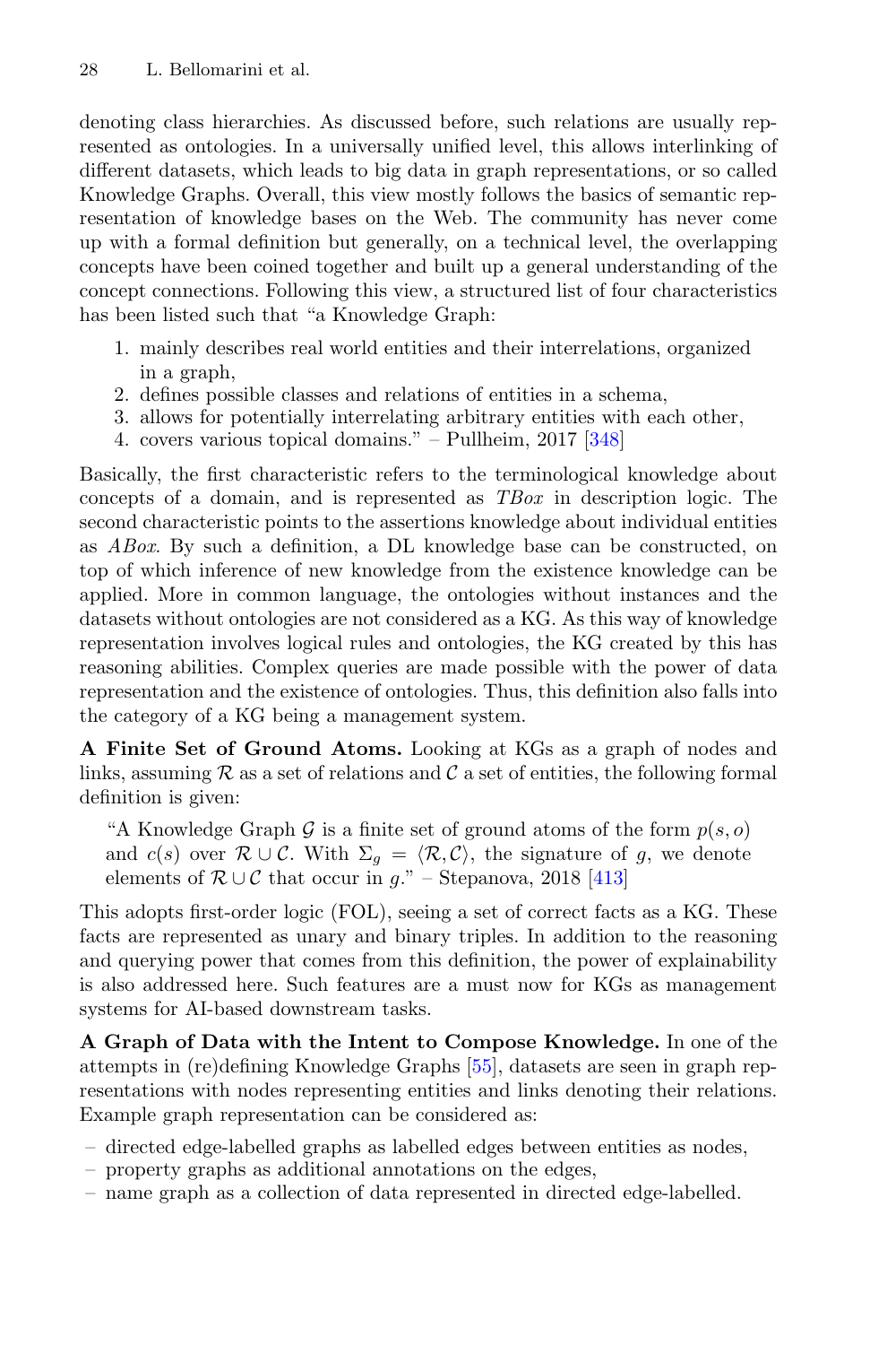denoting class hierarchies. As discussed before, such relations are usually represented as ontologies. In a universally unified level, this allows interlinking of different datasets, which leads to big data in graph representations, or so called Knowledge Graphs. Overall, this view mostly follows the basics of semantic representation of knowledge bases on the Web. The community has never come up with a formal definition but generally, on a technical level, the overlapping concepts have been coined together and built up a general understanding of the concept connections. Following this view, a structured list of four characteristics has been listed such that "a Knowledge Graph:

1. mainly describes real world entities and their interrelations, organized in a graph,
2. defines possible classes and relations of entities in a schema,
3. allows for potentially interrelating arbitrary entities with each other,
4. covers various topical domains." – Pullheim, 2017 [348]

Basically, the first characteristic refers to the terminological knowledge about concepts of a domain, and is represented as *TBox* in description logic. The second characteristic points to the assertions knowledge about individual entities as *ABox*. By such a definition, a DL knowledge base can be constructed, on top of which inference of new knowledge from the existence knowledge can be applied. More in common language, the ontologies without instances and the datasets without ontologies are not considered as a KG. As this way of knowledge representation involves logical rules and ontologies, the KG created by this has reasoning abilities. Complex queries are made possible with the power of data representation and the existence of ontologies. Thus, this definition also falls into the category of a KG being a management system.

**A Finite Set of Ground Atoms.** Looking at KGs as a graph of nodes and links, assuming $\mathcal{R}$ as a set of relations and $\mathcal{C}$ a set of entities, the following formal definition is given:

> "A Knowledge Graph $\mathcal{G}$ is a finite set of ground atoms of the form $p(s, o)$ and $c(s)$ over $\mathcal{R} \cup \mathcal{C}$. With $\Sigma_g = \langle \mathcal{R}, \mathcal{C} \rangle$, the signature of $g$, we denote elements of $\mathcal{R} \cup \mathcal{C}$ that occur in $g$." – Stepanova, 2018 [413]

This adopts first-order logic (FOL), seeing a set of correct facts as a KG. These facts are represented as unary and binary triples. In addition to the reasoning and querying power that comes from this definition, the power of explainability is also addressed here. Such features are a must now for KGs as management systems for AI-based downstream tasks.

**A Graph of Data with the Intent to Compose Knowledge.** In one of the attempts in (re)defining Knowledge Graphs [55], datasets are seen in graph representations with nodes representing entities and links denoting their relations. Example graph representation can be considered as:

- directed edge-labelled graphs as labelled edges between entities as nodes,
- property graphs as additional annotations on the edges,
- name graph as a collection of data represented in directed edge-labelled.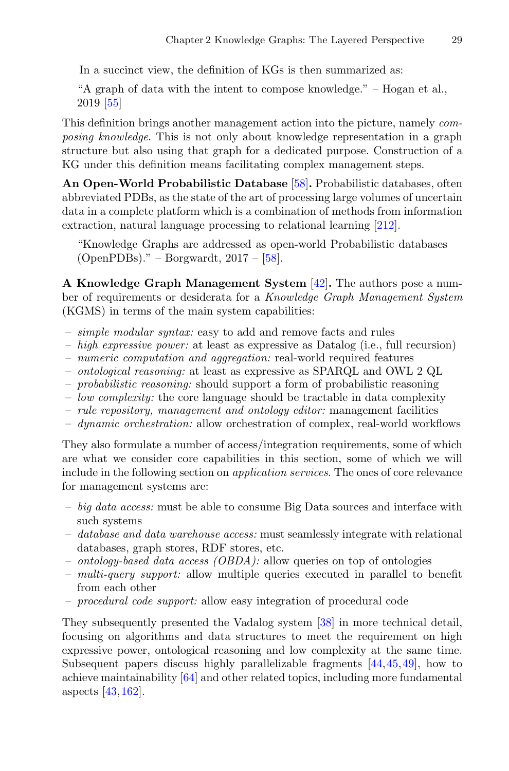In a succinct view, the definition of KGs is then summarized as:

> "A graph of data with the intent to compose knowledge." – Hogan et al., 2019 [55]

This definition brings another management action into the picture, namely *composing knowledge*. This is not only about knowledge representation in a graph structure but also using that graph for a dedicated purpose. Construction of a KG under this definition means facilitating complex management steps.

**An Open-World Probabilistic Database** [58]**.** Probabilistic databases, often abbreviated PDBs, as the state of the art of processing large volumes of uncertain data in a complete platform which is a combination of methods from information extraction, natural language processing to relational learning [212].

> "Knowledge Graphs are addressed as open-world Probabilistic databases (OpenPDBs)." – Borgwardt, 2017 – [58].

**A Knowledge Graph Management System** [42]**.** The authors pose a number of requirements or desiderata for a *Knowledge Graph Management System* (KGMS) in terms of the main system capabilities:

- *simple modular syntax:* easy to add and remove facts and rules
- *high expressive power:* at least as expressive as Datalog (i.e., full recursion)
- *numeric computation and aggregation:* real-world required features
- *ontological reasoning:* at least as expressive as SPARQL and OWL 2 QL
- *probabilistic reasoning:* should support a form of probabilistic reasoning
- *low complexity:* the core language should be tractable in data complexity
- *rule repository, management and ontology editor:* management facilities
- *dynamic orchestration:* allow orchestration of complex, real-world workflows

They also formulate a number of access/integration requirements, some of which are what we consider core capabilities in this section, some of which we will include in the following section on *application services*. The ones of core relevance for management systems are:

- *big data access:* must be able to consume Big Data sources and interface with such systems
- *database and data warehouse access:* must seamlessly integrate with relational databases, graph stores, RDF stores, etc.
- *ontology-based data access (OBDA):* allow queries on top of ontologies
- *multi-query support:* allow multiple queries executed in parallel to benefit from each other
- *procedural code support:* allow easy integration of procedural code

They subsequently presented the Vadalog system [38] in more technical detail, focusing on algorithms and data structures to meet the requirement on high expressive power, ontological reasoning and low complexity at the same time. Subsequent papers discuss highly parallelizable fragments [44,45,49], how to achieve maintainability [64] and other related topics, including more fundamental aspects [43,162].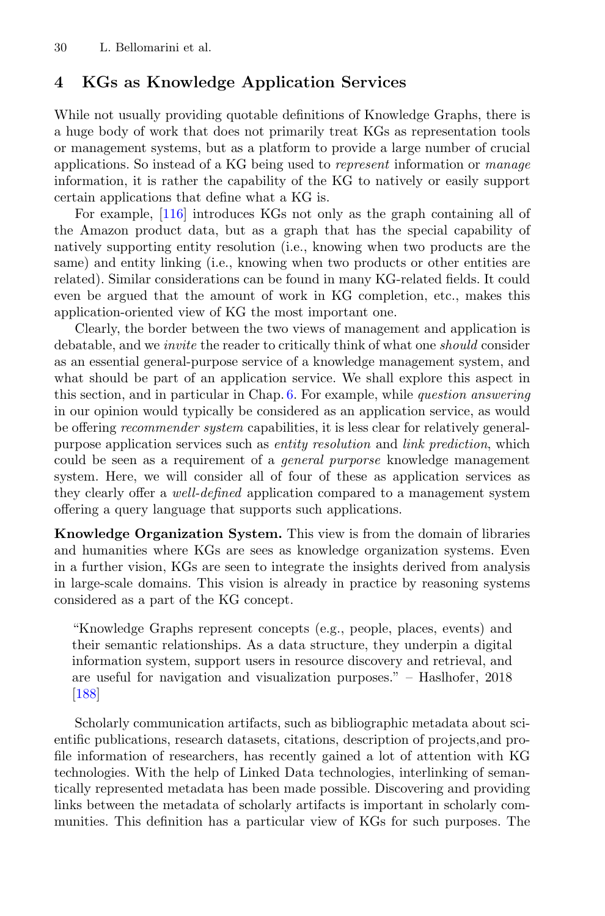## 4 KGs as Knowledge Application Services

While not usually providing quotable definitions of Knowledge Graphs, there is a huge body of work that does not primarily treat KGs as representation tools or management systems, but as a platform to provide a large number of crucial applications. So instead of a KG being used to *represent* information or *manage* information, it is rather the capability of the KG to natively or easily support certain applications that define what a KG is.

For example, [116] introduces KGs not only as the graph containing all of the Amazon product data, but as a graph that has the special capability of natively supporting entity resolution (i.e., knowing when two products are the same) and entity linking (i.e., knowing when two products or other entities are related). Similar considerations can be found in many KG-related fields. It could even be argued that the amount of work in KG completion, etc., makes this application-oriented view of KG the most important one.

Clearly, the border between the two views of management and application is debatable, and we *invite* the reader to critically think of what one *should* consider as an essential general-purpose service of a knowledge management system, and what should be part of an application service. We shall explore this aspect in this section, and in particular in Chap. 6. For example, while *question answering* in our opinion would typically be considered as an application service, as would be offering *recommender system* capabilities, it is less clear for relatively general-purpose application services such as *entity resolution* and *link prediction*, which could be seen as a requirement of a *general purporse* knowledge management system. Here, we will consider all of four of these as application services as they clearly offer a *well-defined* application compared to a management system offering a query language that supports such applications.

**Knowledge Organization System.** This view is from the domain of libraries and humanities where KGs are sees as knowledge organization systems. Even in a further vision, KGs are seen to integrate the insights derived from analysis in large-scale domains. This vision is already in practice by reasoning systems considered as a part of the KG concept.

> "Knowledge Graphs represent concepts (e.g., people, places, events) and their semantic relationships. As a data structure, they underpin a digital information system, support users in resource discovery and retrieval, and are useful for navigation and visualization purposes." – Haslhofer, 2018 [188]

Scholarly communication artifacts, such as bibliographic metadata about scientific publications, research datasets, citations, description of projects,and profile information of researchers, has recently gained a lot of attention with KG technologies. With the help of Linked Data technologies, interlinking of semantically represented metadata has been made possible. Discovering and providing links between the metadata of scholarly artifacts is important in scholarly communities. This definition has a particular view of KGs for such purposes. The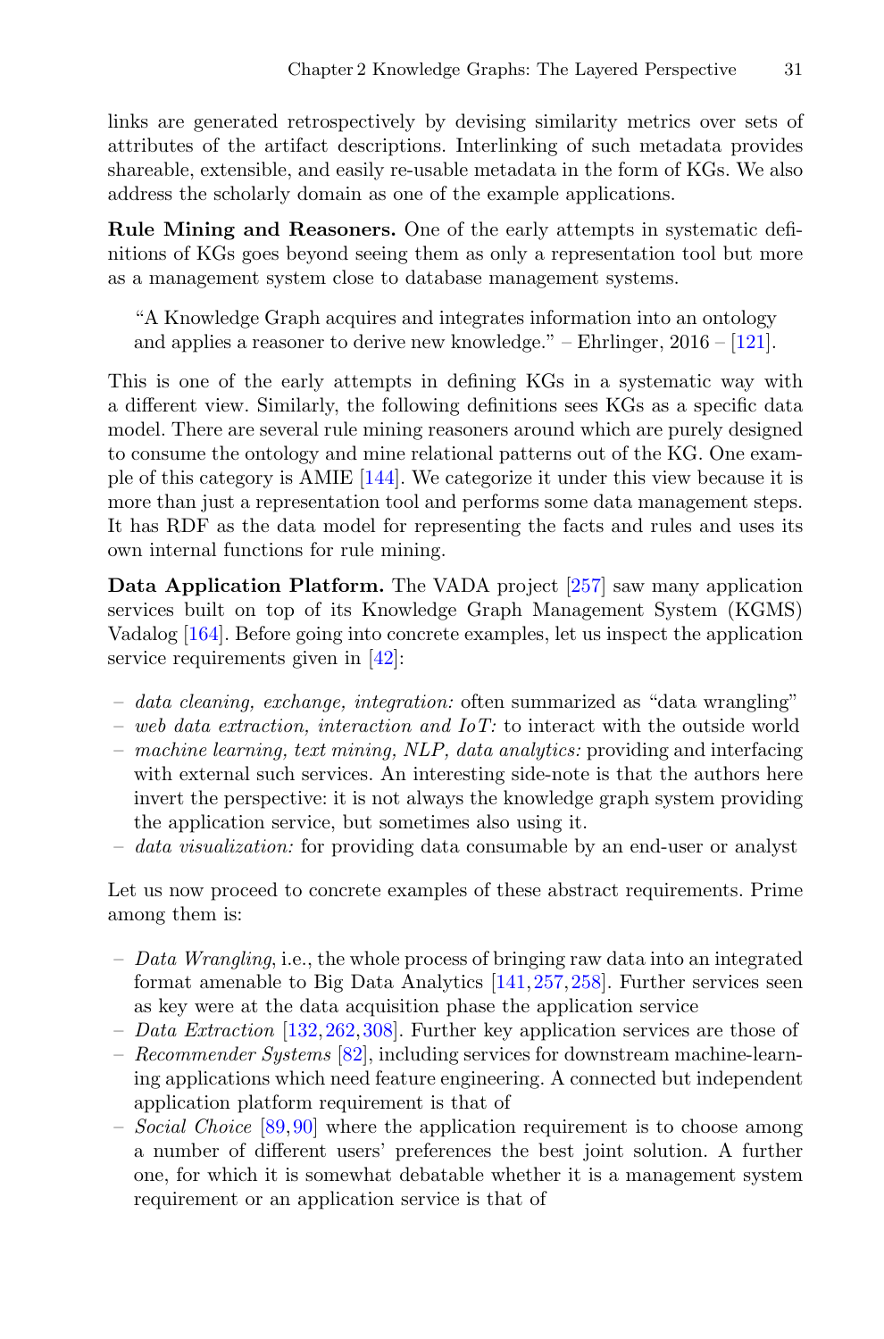links are generated retrospectively by devising similarity metrics over sets of attributes of the artifact descriptions. Interlinking of such metadata provides shareable, extensible, and easily re-usable metadata in the form of KGs. We also address the scholarly domain as one of the example applications.

**Rule Mining and Reasoners.** One of the early attempts in systematic definitions of KGs goes beyond seeing them as only a representation tool but more as a management system close to database management systems.

> "A Knowledge Graph acquires and integrates information into an ontology and applies a reasoner to derive new knowledge." – Ehrlinger, 2016 – [121].

This is one of the early attempts in defining KGs in a systematic way with a different view. Similarly, the following definitions sees KGs as a specific data model. There are several rule mining reasoners around which are purely designed to consume the ontology and mine relational patterns out of the KG. One example of this category is AMIE [144]. We categorize it under this view because it is more than just a representation tool and performs some data management steps. It has RDF as the data model for representing the facts and rules and uses its own internal functions for rule mining.

**Data Application Platform.** The VADA project [257] saw many application services built on top of its Knowledge Graph Management System (KGMS) Vadalog [164]. Before going into concrete examples, let us inspect the application service requirements given in [42]:

- *data cleaning, exchange, integration:* often summarized as "data wrangling"
- *web data extraction, interaction and IoT:* to interact with the outside world
- *machine learning, text mining, NLP, data analytics:* providing and interfacing with external such services. An interesting side-note is that the authors here invert the perspective: it is not always the knowledge graph system providing the application service, but sometimes also using it.
- *data visualization:* for providing data consumable by an end-user or analyst

Let us now proceed to concrete examples of these abstract requirements. Prime among them is:

- *Data Wrangling*, i.e., the whole process of bringing raw data into an integrated format amenable to Big Data Analytics [141,257,258]. Further services seen as key were at the data acquisition phase the application service
- *Data Extraction* [132,262,308]. Further key application services are those of
- *Recommender Systems* [82], including services for downstream machine-learning applications which need feature engineering. A connected but independent application platform requirement is that of
- *Social Choice* [89,90] where the application requirement is to choose among a number of different users' preferences the best joint solution. A further one, for which it is somewhat debatable whether it is a management system requirement or an application service is that of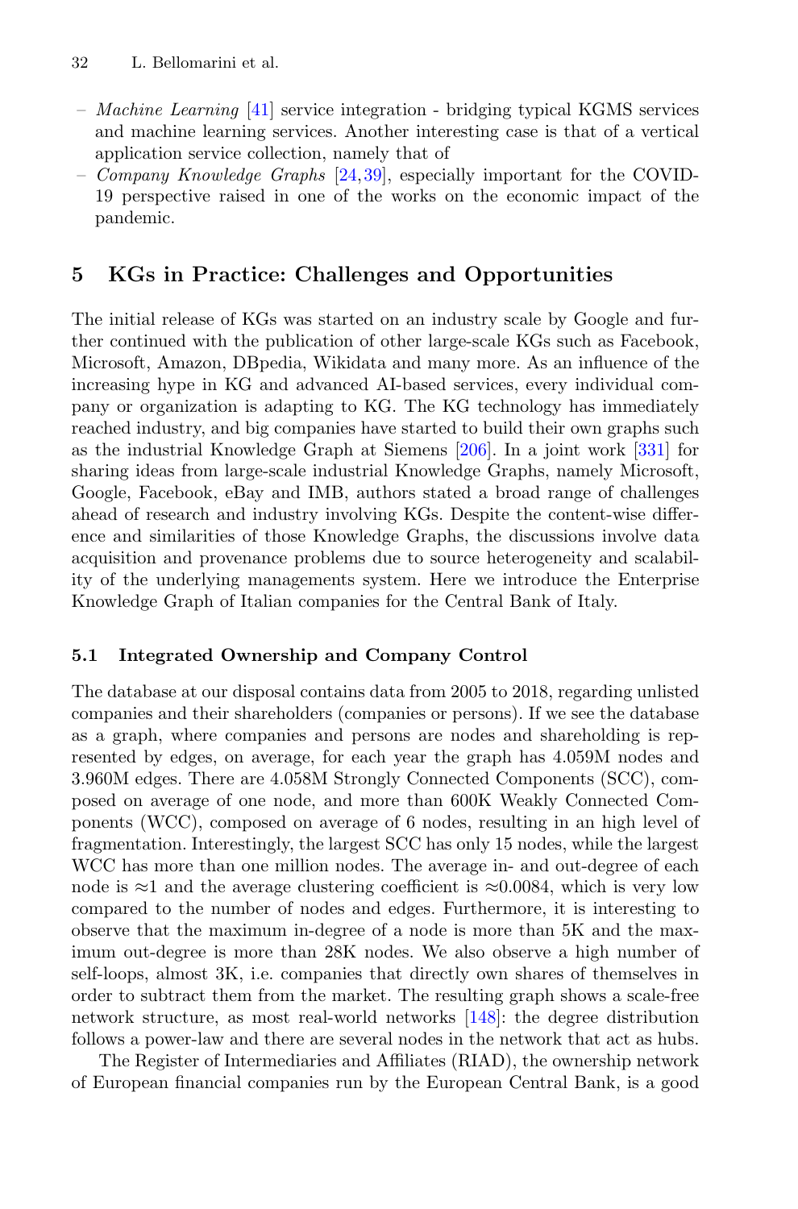- *Machine Learning* [41] service integration - bridging typical KGMS services and machine learning services. Another interesting case is that of a vertical application service collection, namely that of
- *Company Knowledge Graphs* [24,39], especially important for the COVID-19 perspective raised in one of the works on the economic impact of the pandemic.

## 5 KGs in Practice: Challenges and Opportunities

The initial release of KGs was started on an industry scale by Google and further continued with the publication of other large-scale KGs such as Facebook, Microsoft, Amazon, DBpedia, Wikidata and many more. As an influence of the increasing hype in KG and advanced AI-based services, every individual company or organization is adapting to KG. The KG technology has immediately reached industry, and big companies have started to build their own graphs such as the industrial Knowledge Graph at Siemens [206]. In a joint work [331] for sharing ideas from large-scale industrial Knowledge Graphs, namely Microsoft, Google, Facebook, eBay and IMB, authors stated a broad range of challenges ahead of research and industry involving KGs. Despite the content-wise difference and similarities of those Knowledge Graphs, the discussions involve data acquisition and provenance problems due to source heterogeneity and scalability of the underlying managements system. Here we introduce the Enterprise Knowledge Graph of Italian companies for the Central Bank of Italy.

### 5.1 Integrated Ownership and Company Control

The database at our disposal contains data from 2005 to 2018, regarding unlisted companies and their shareholders (companies or persons). If we see the database as a graph, where companies and persons are nodes and shareholding is represented by edges, on average, for each year the graph has 4.059M nodes and 3.960M edges. There are 4.058M Strongly Connected Components (SCC), composed on average of one node, and more than 600K Weakly Connected Components (WCC), composed on average of 6 nodes, resulting in an high level of fragmentation. Interestingly, the largest SCC has only 15 nodes, while the largest WCC has more than one million nodes. The average in- and out-degree of each node is ≈1 and the average clustering coefficient is ≈0.0084, which is very low compared to the number of nodes and edges. Furthermore, it is interesting to observe that the maximum in-degree of a node is more than 5K and the maximum out-degree is more than 28K nodes. We also observe a high number of self-loops, almost 3K, i.e. companies that directly own shares of themselves in order to subtract them from the market. The resulting graph shows a scale-free network structure, as most real-world networks [148]: the degree distribution follows a power-law and there are several nodes in the network that act as hubs.

The Register of Intermediaries and Affiliates (RIAD), the ownership network of European financial companies run by the European Central Bank, is a good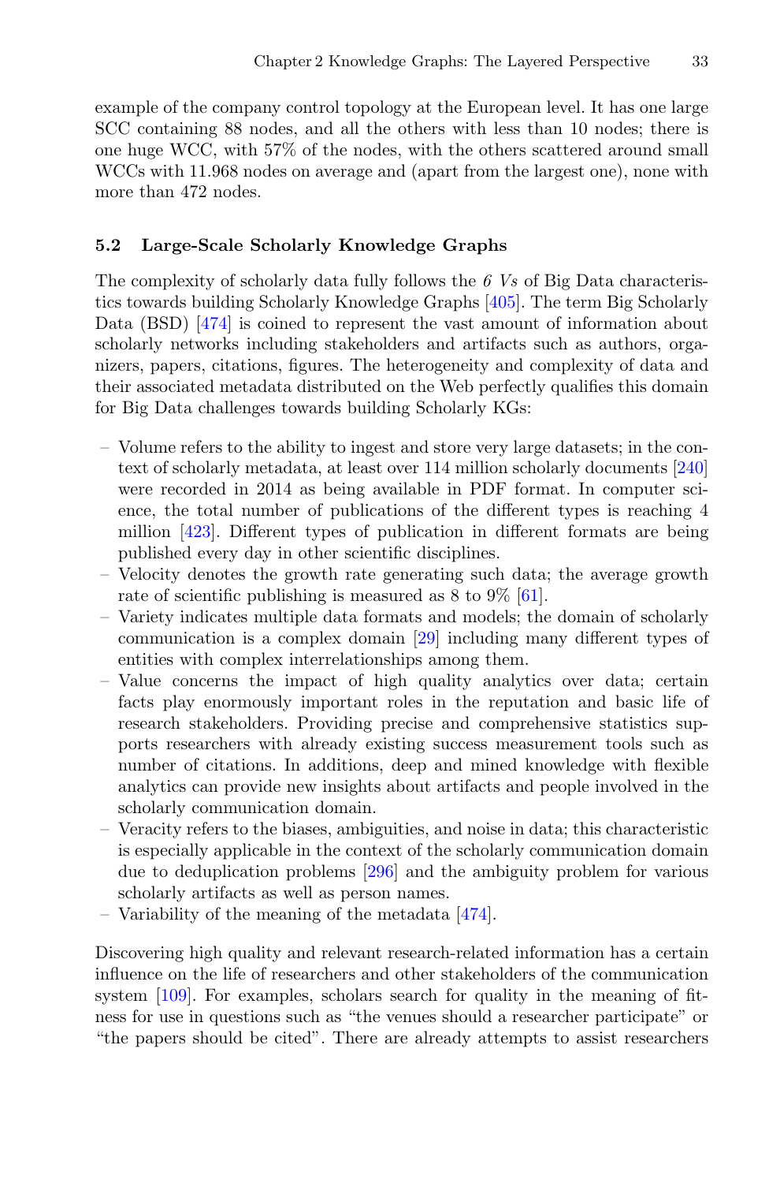example of the company control topology at the European level. It has one large SCC containing 88 nodes, and all the others with less than 10 nodes; there is one huge WCC, with 57% of the nodes, with the others scattered around small WCCs with 11.968 nodes on average and (apart from the largest one), none with more than 472 nodes.

### 5.2 Large-Scale Scholarly Knowledge Graphs

The complexity of scholarly data fully follows the *6 Vs* of Big Data characteristics towards building Scholarly Knowledge Graphs [405]. The term Big Scholarly Data (BSD) [474] is coined to represent the vast amount of information about scholarly networks including stakeholders and artifacts such as authors, organizers, papers, citations, figures. The heterogeneity and complexity of data and their associated metadata distributed on the Web perfectly qualifies this domain for Big Data challenges towards building Scholarly KGs:

- Volume refers to the ability to ingest and store very large datasets; in the context of scholarly metadata, at least over 114 million scholarly documents [240] were recorded in 2014 as being available in PDF format. In computer science, the total number of publications of the different types is reaching 4 million [423]. Different types of publication in different formats are being published every day in other scientific disciplines.
- Velocity denotes the growth rate generating such data; the average growth rate of scientific publishing is measured as 8 to 9% [61].
- Variety indicates multiple data formats and models; the domain of scholarly communication is a complex domain [29] including many different types of entities with complex interrelationships among them.
- Value concerns the impact of high quality analytics over data; certain facts play enormously important roles in the reputation and basic life of research stakeholders. Providing precise and comprehensive statistics supports researchers with already existing success measurement tools such as number of citations. In additions, deep and mined knowledge with flexible analytics can provide new insights about artifacts and people involved in the scholarly communication domain.
- Veracity refers to the biases, ambiguities, and noise in data; this characteristic is especially applicable in the context of the scholarly communication domain due to deduplication problems [296] and the ambiguity problem for various scholarly artifacts as well as person names.
- Variability of the meaning of the metadata [474].

Discovering high quality and relevant research-related information has a certain influence on the life of researchers and other stakeholders of the communication system [109]. For examples, scholars search for quality in the meaning of fitness for use in questions such as "the venues should a researcher participate" or "the papers should be cited". There are already attempts to assist researchers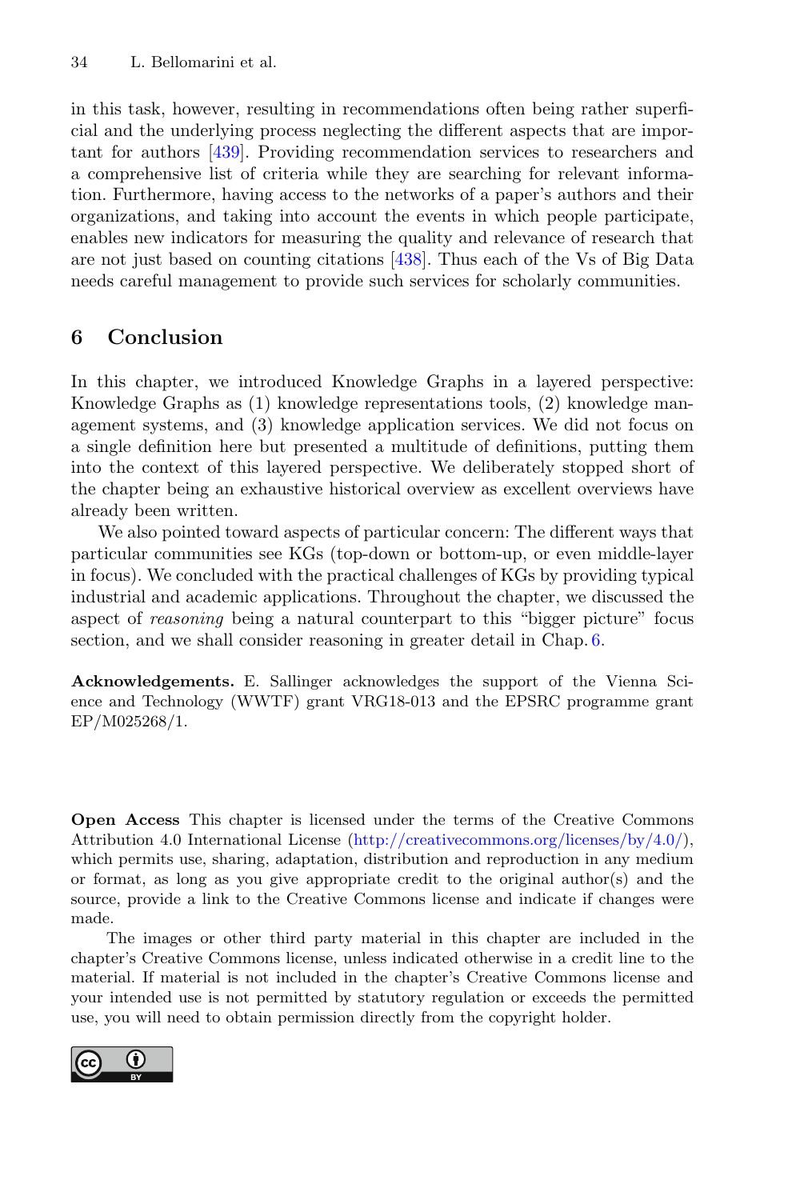in this task, however, resulting in recommendations often being rather superficial and the underlying process neglecting the different aspects that are important for authors [439]. Providing recommendation services to researchers and a comprehensive list of criteria while they are searching for relevant information. Furthermore, having access to the networks of a paper's authors and their organizations, and taking into account the events in which people participate, enables new indicators for measuring the quality and relevance of research that are not just based on counting citations [438]. Thus each of the Vs of Big Data needs careful management to provide such services for scholarly communities.

## 6 Conclusion

In this chapter, we introduced Knowledge Graphs in a layered perspective: Knowledge Graphs as (1) knowledge representations tools, (2) knowledge management systems, and (3) knowledge application services. We did not focus on a single definition here but presented a multitude of definitions, putting them into the context of this layered perspective. We deliberately stopped short of the chapter being an exhaustive historical overview as excellent overviews have already been written.

We also pointed toward aspects of particular concern: The different ways that particular communities see KGs (top-down or bottom-up, or even middle-layer in focus). We concluded with the practical challenges of KGs by providing typical industrial and academic applications. Throughout the chapter, we discussed the aspect of *reasoning* being a natural counterpart to this "bigger picture" focus section, and we shall consider reasoning in greater detail in Chap. 6.

**Acknowledgements.** E. Sallinger acknowledges the support of the Vienna Science and Technology (WWTF) grant VRG18-013 and the EPSRC programme grant EP/M025268/1.

**Open Access** This chapter is licensed under the terms of the Creative Commons Attribution 4.0 International License (http://creativecommons.org/licenses/by/4.0/), which permits use, sharing, adaptation, distribution and reproduction in any medium or format, as long as you give appropriate credit to the original author(s) and the source, provide a link to the Creative Commons license and indicate if changes were made.

The images or other third party material in this chapter are included in the chapter's Creative Commons license, unless indicated otherwise in a credit line to the material. If material is not included in the chapter's Creative Commons license and your intended use is not permitted by statutory regulation or exceeds the permitted use, you will need to obtain permission directly from the copyright holder.